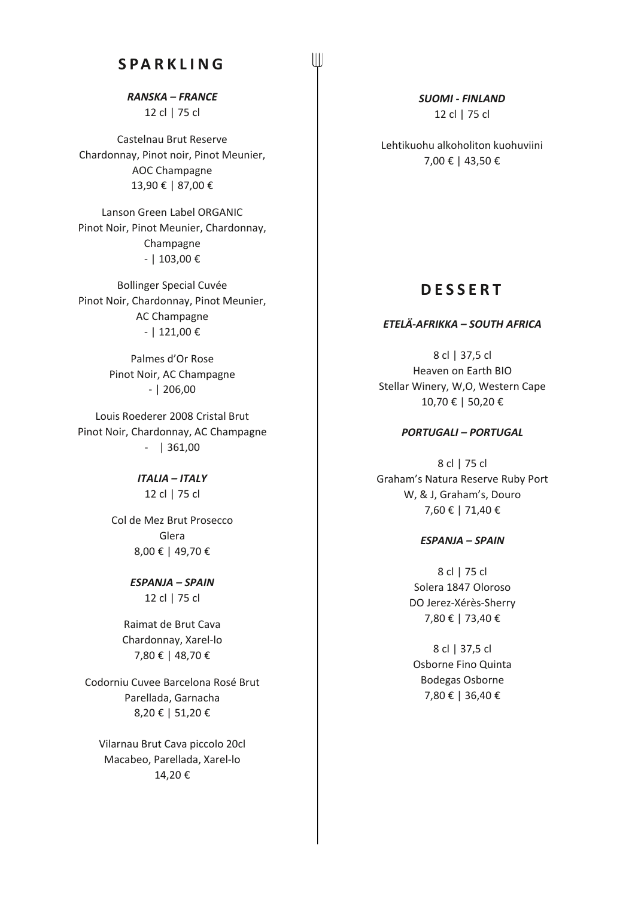## SPARKLING

***RANSKA – FRANCE***

12 cl | 75 cl

Castelnau Brut Reserve
Chardonnay, Pinot noir, Pinot Meunier,
AOC Champagne
13,90 € | 87,00 €

Lanson Green Label ORGANIC
Pinot Noir, Pinot Meunier, Chardonnay,
Champagne
- | 103,00 €

Bollinger Special Cuvée
Pinot Noir, Chardonnay, Pinot Meunier,
AC Champagne
- | 121,00 €

Palmes d'Or Rose
Pinot Noir, AC Champagne
- | 206,00

Louis Roederer 2008 Cristal Brut
Pinot Noir, Chardonnay, AC Champagne
- | 361,00

***ITALIA – ITALY***

12 cl | 75 cl

Col de Mez Brut Prosecco
Glera
8,00 € | 49,70 €

***ESPANJA – SPAIN***

12 cl | 75 cl

Raimat de Brut Cava
Chardonnay, Xarel-lo
7,80 € | 48,70 €

Codorniu Cuvee Barcelona Rosé Brut
Parellada, Garnacha
8,20 € | 51,20 €

Vilarnau Brut Cava piccolo 20cl
Macabeo, Parellada, Xarel-lo
14,20 €

***SUOMI - FINLAND***

12 cl | 75 cl

Lehtikuohu alkoholiton kuohuviini
7,00 € | 43,50 €

## DESSERT

***ETELÄ-AFRIKKA – SOUTH AFRICA***

8 cl | 37,5 cl
Heaven on Earth BIO
Stellar Winery, W,O, Western Cape
10,70 € | 50,20 €

***PORTUGALI – PORTUGAL***

8 cl | 75 cl
Graham's Natura Reserve Ruby Port
W, & J, Graham's, Douro
7,60 € | 71,40 €

***ESPANJA – SPAIN***

8 cl | 75 cl
Solera 1847 Oloroso
DO Jerez-Xérès-Sherry
7,80 € | 73,40 €

8 cl | 37,5 cl
Osborne Fino Quinta
Bodegas Osborne
7,80 € | 36,40 €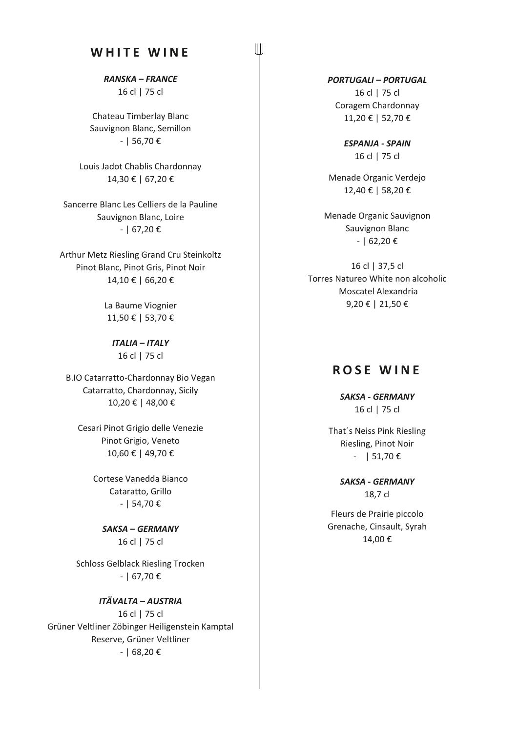## WHITE WINE

***RANSKA – FRANCE***

16 cl | 75 cl

Chateau Timberlay Blanc
Sauvignon Blanc, Semillon
- | 56,70 €

Louis Jadot Chablis Chardonnay
14,30 € | 67,20 €

Sancerre Blanc Les Celliers de la Pauline
Sauvignon Blanc, Loire
- | 67,20 €

Arthur Metz Riesling Grand Cru Steinkoltz
Pinot Blanc, Pinot Gris, Pinot Noir
14,10 € | 66,20 €

La Baume Viognier
11,50 € | 53,70 €

***ITALIA – ITALY***

16 cl | 75 cl

B.IO Catarratto-Chardonnay Bio Vegan
Catarratto, Chardonnay, Sicily
10,20 € | 48,00 €

Cesari Pinot Grigio delle Venezie
Pinot Grigio, Veneto
10,60 € | 49,70 €

Cortese Vanedda Bianco
Cataratto, Grillo
- | 54,70 €

***SAKSA – GERMANY***

16 cl | 75 cl

Schloss Gelblack Riesling Trocken
- | 67,70 €

***ITÄVALTA – AUSTRIA***

16 cl | 75 cl
Grüner Veltliner Zöbinger Heiligenstein Kamptal
Reserve, Grüner Veltliner
- | 68,20 €

***PORTUGALI – PORTUGAL***

16 cl | 75 cl
Coragem Chardonnay
11,20 € | 52,70 €

***ESPANJA - SPAIN***

16 cl | 75 cl

Menade Organic Verdejo
12,40 € | 58,20 €

Menade Organic Sauvignon
Sauvignon Blanc
- | 62,20 €

16 cl | 37,5 cl
Torres Natureo White non alcoholic
Moscatel Alexandria
9,20 € | 21,50 €

## ROSE WINE

***SAKSA - GERMANY***

16 cl | 75 cl

That´s Neiss Pink Riesling
Riesling, Pinot Noir
- | 51,70 €

***SAKSA - GERMANY***

18,7 cl

Fleurs de Prairie piccolo
Grenache, Cinsault, Syrah
14,00 €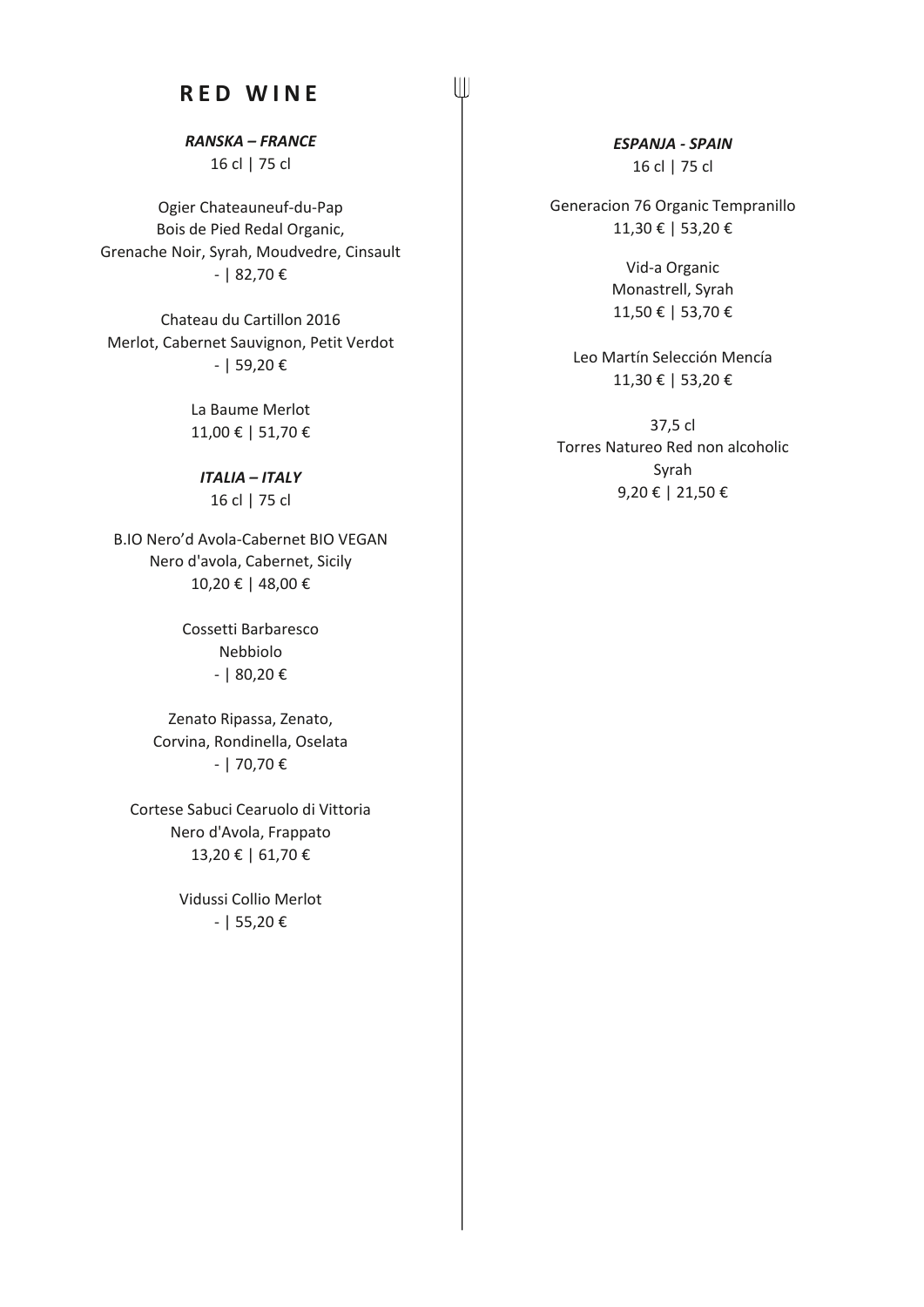# RED WINE

***RANSKA – FRANCE***

16 cl | 75 cl

Ogier Chateauneuf-du-Pap
Bois de Pied Redal Organic,
Grenache Noir, Syrah, Moudvedre, Cinsault
- | 82,70 €

Chateau du Cartillon 2016
Merlot, Cabernet Sauvignon, Petit Verdot
- | 59,20 €

La Baume Merlot
11,00 € | 51,70 €

***ITALIA – ITALY***

16 cl | 75 cl

B.IO Nero'd Avola-Cabernet BIO VEGAN
Nero d'avola, Cabernet, Sicily
10,20 € | 48,00 €

Cossetti Barbaresco
Nebbiolo
- | 80,20 €

Zenato Ripassa, Zenato,
Corvina, Rondinella, Oselata
- | 70,70 €

Cortese Sabuci Cearuolo di Vittoria
Nero d'Avola, Frappato
13,20 € | 61,70 €

Vidussi Collio Merlot
- | 55,20 €

***ESPANJA - SPAIN***

16 cl | 75 cl

Generacion 76 Organic Tempranillo
11,30 € | 53,20 €

Vid-a Organic
Monastrell, Syrah
11,50 € | 53,70 €

Leo Martín Selección Mencía
11,30 € | 53,20 €

37,5 cl
Torres Natureo Red non alcoholic
Syrah
9,20 € | 21,50 €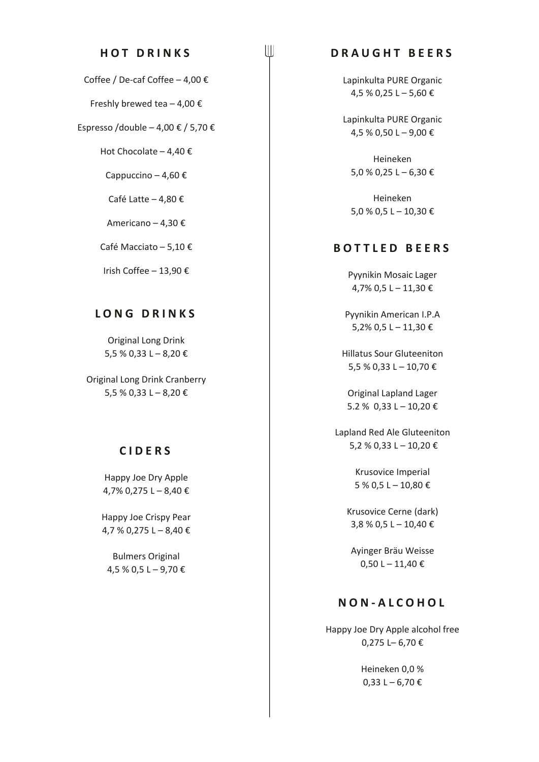## HOT DRINKS

Coffee / De-caf Coffee – 4,00 €

Freshly brewed tea – 4,00 €

Espresso /double – 4,00 € / 5,70 €

Hot Chocolate – 4,40 €

Cappuccino – 4,60 €

Café Latte – 4,80 €

Americano – 4,30 €

Café Macciato – 5,10 €

Irish Coffee – 13,90 €

## LONG DRINKS

Original Long Drink
5,5 % 0,33 L – 8,20 €

Original Long Drink Cranberry
5,5 % 0,33 L – 8,20 €

## CIDERS

Happy Joe Dry Apple
4,7% 0,275 L – 8,40 €

Happy Joe Crispy Pear
4,7 % 0,275 L – 8,40 €

Bulmers Original
4,5 % 0,5 L – 9,70 €

## DRAUGHT BEERS

Lapinkulta PURE Organic
4,5 % 0,25 L – 5,60 €

Lapinkulta PURE Organic
4,5 % 0,50 L – 9,00 €

Heineken
5,0 % 0,25 L – 6,30 €

Heineken
5,0 % 0,5 L – 10,30 €

## BOTTLED BEERS

Pyynikin Mosaic Lager
4,7% 0,5 L – 11,30 €

Pyynikin American I.P.A
5,2% 0,5 L – 11,30 €

Hillatus Sour Gluteeniton
5,5 % 0,33 L – 10,70 €

Original Lapland Lager
5.2 % 0,33 L – 10,20 €

Lapland Red Ale Gluteeniton
5,2 % 0,33 L – 10,20 €

Krusovice Imperial
5 % 0,5 L – 10,80 €

Krusovice Cerne (dark)
3,8 % 0,5 L – 10,40 €

Ayinger Bräu Weisse
0,50 L – 11,40 €

## NON-ALCOHOL

Happy Joe Dry Apple alcohol free
0,275 L– 6,70 €

Heineken 0,0 %
0,33 L – 6,70 €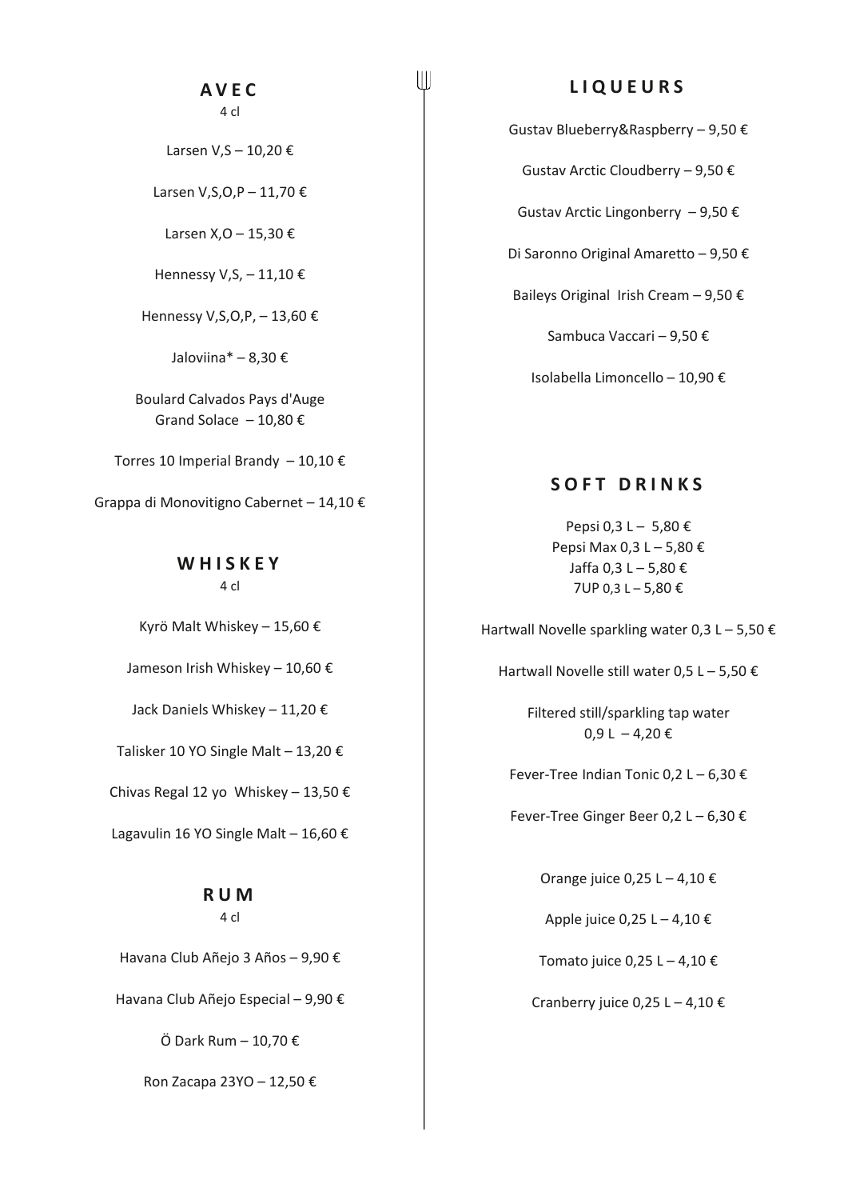## AVEC

4 cl

Larsen V,S – 10,20 €

Larsen V,S,O,P – 11,70 €

Larsen X,O – 15,30 €

Hennessy V,S, – 11,10 €

Hennessy V,S,O,P, – 13,60 €

Jaloviina* – 8,30 €

Boulard Calvados Pays d'Auge
Grand Solace – 10,80 €

Torres 10 Imperial Brandy – 10,10 €

Grappa di Monovitigno Cabernet – 14,10 €

## WHISKEY

4 cl

Kyrö Malt Whiskey – 15,60 €

Jameson Irish Whiskey – 10,60 €

Jack Daniels Whiskey – 11,20 €

Talisker 10 YO Single Malt – 13,20 €

Chivas Regal 12 yo Whiskey – 13,50 €

Lagavulin 16 YO Single Malt – 16,60 €

## RUM

4 cl

Havana Club Añejo 3 Años – 9,90 €

Havana Club Añejo Especial – 9,90 €

Ö Dark Rum – 10,70 €

Ron Zacapa 23YO – 12,50 €

## LIQUEURS

Gustav Blueberry&Raspberry – 9,50 €

Gustav Arctic Cloudberry – 9,50 €

Gustav Arctic Lingonberry – 9,50 €

Di Saronno Original Amaretto – 9,50 €

Baileys Original Irish Cream – 9,50 €

Sambuca Vaccari – 9,50 €

Isolabella Limoncello – 10,90 €

## SOFT DRINKS

Pepsi 0,3 L – 5,80 €
Pepsi Max 0,3 L – 5,80 €
Jaffa 0,3 L – 5,80 €
7UP 0,3 L – 5,80 €

Hartwall Novelle sparkling water 0,3 L – 5,50 €

Hartwall Novelle still water 0,5 L – 5,50 €

Filtered still/sparkling tap water
0,9 L – 4,20 €

Fever-Tree Indian Tonic 0,2 L – 6,30 €

Fever-Tree Ginger Beer 0,2 L – 6,30 €

Orange juice 0,25 L – 4,10 €

Apple juice 0,25 L – 4,10 €

Tomato juice 0,25 L – 4,10 €

Cranberry juice 0,25 L – 4,10 €